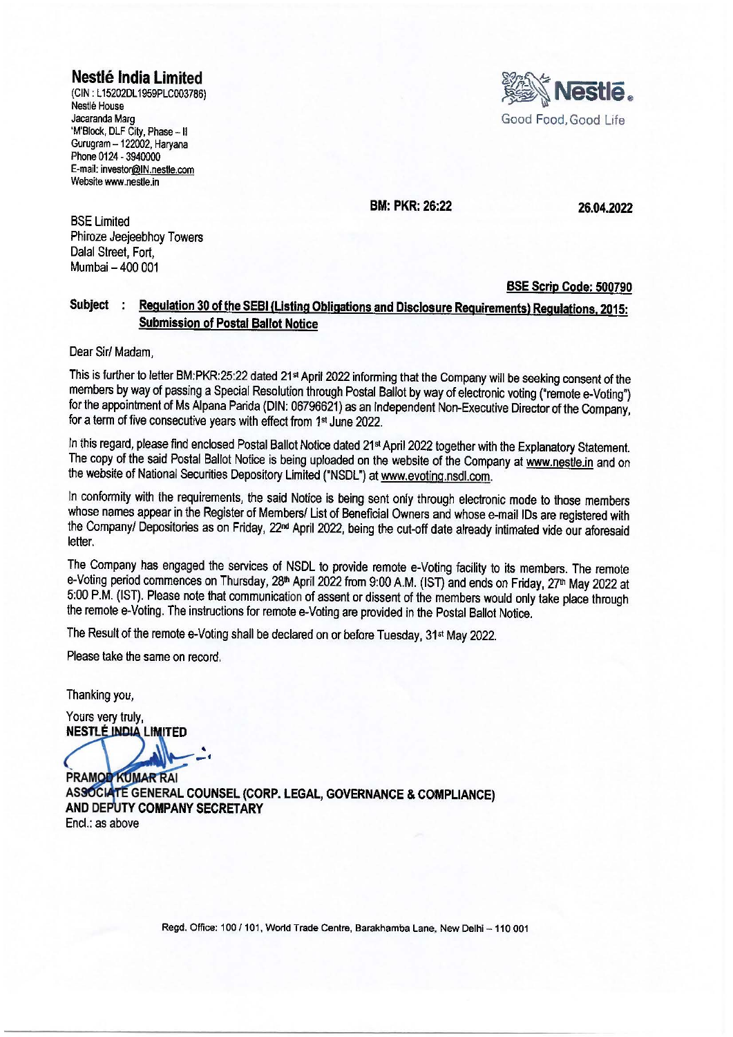# Nestlé India Limited

(CIN : L15202DL1959PLC003786)
Nestlé House
Jacaranda Marg
'M'Block, DLF City, Phase – II
Gurugram – 122002, Haryana
Phone 0124 - 3940000
E-mail: investor@IN.nestle.com
Website www.nestle.in

Nestlé
Good Food, Good Life

**BM: PKR: 26:22** **26.04.2022**

BSE Limited
Phiroze Jeejeebhoy Towers
Dalal Street, Fort,
Mumbai – 400 001

**BSE Scrip Code: 500790**

**Subject : Regulation 30 of the SEBI (Listing Obligations and Disclosure Requirements) Regulations, 2015: Submission of Postal Ballot Notice**

Dear Sir/ Madam,

This is further to letter BM:PKR:25:22 dated 21st April 2022 informing that the Company will be seeking consent of the members by way of passing a Special Resolution through Postal Ballot by way of electronic voting ("remote e-Voting") for the appointment of Ms Alpana Parida (DIN: 06796621) as an Independent Non-Executive Director of the Company, for a term of five consecutive years with effect from 1st June 2022.

In this regard, please find enclosed Postal Ballot Notice dated 21st April 2022 together with the Explanatory Statement. The copy of the said Postal Ballot Notice is being uploaded on the website of the Company at www.nestle.in and on the website of National Securities Depository Limited ("NSDL") at www.evoting.nsdl.com.

In conformity with the requirements, the said Notice is being sent only through electronic mode to those members whose names appear in the Register of Members/ List of Beneficial Owners and whose e-mail IDs are registered with the Company/ Depositories as on Friday, 22nd April 2022, being the cut-off date already intimated vide our aforesaid letter.

The Company has engaged the services of NSDL to provide remote e-Voting facility to its members. The remote e-Voting period commences on Thursday, 28th April 2022 from 9:00 A.M. (IST) and ends on Friday, 27th May 2022 at 5:00 P.M. (IST). Please note that communication of assent or dissent of the members would only take place through the remote e-Voting. The instructions for remote e-Voting are provided in the Postal Ballot Notice.

The Result of the remote e-Voting shall be declared on or before Tuesday, 31st May 2022.

Please take the same on record.

Thanking you,

Yours very truly,
**NESTLÉ INDIA LIMITED**

**PRAMOD KUMAR RAI**
**ASSOCIATE GENERAL COUNSEL (CORP. LEGAL, GOVERNANCE & COMPLIANCE) AND DEPUTY COMPANY SECRETARY**
Encl.: as above

Regd. Office: 100 / 101, World Trade Centre, Barakhamba Lane, New Delhi – 110 001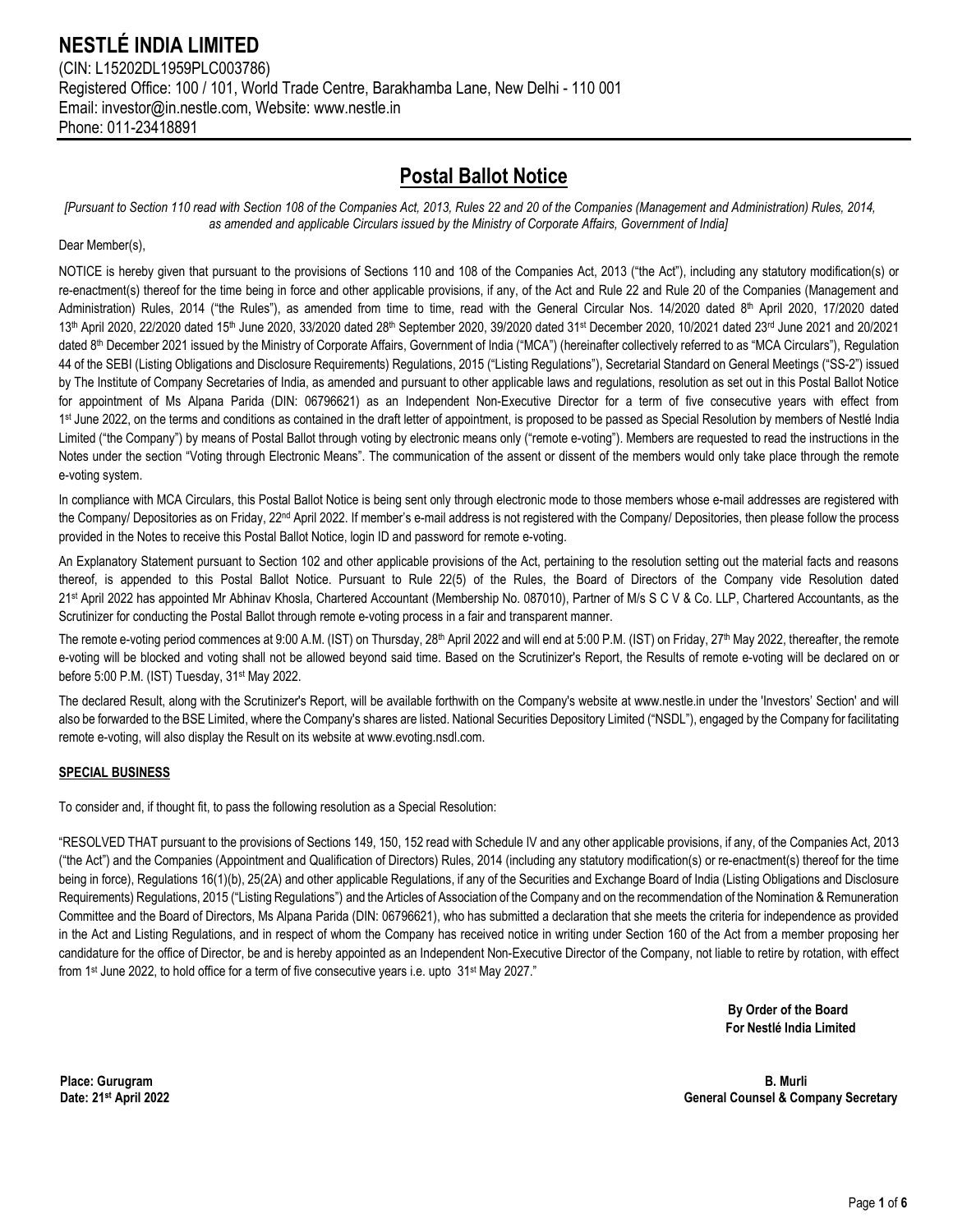# NESTLÉ INDIA LIMITED

(CIN: L15202DL1959PLC003786)
Registered Office: 100 / 101, World Trade Centre, Barakhamba Lane, New Delhi - 110 001
Email: investor@in.nestle.com, Website: www.nestle.in
Phone: 011-23418891

## Postal Ballot Notice

*[Pursuant to Section 110 read with Section 108 of the Companies Act, 2013, Rules 22 and 20 of the Companies (Management and Administration) Rules, 2014, as amended and applicable Circulars issued by the Ministry of Corporate Affairs, Government of India]*

Dear Member(s),

NOTICE is hereby given that pursuant to the provisions of Sections 110 and 108 of the Companies Act, 2013 ("the Act"), including any statutory modification(s) or re-enactment(s) thereof for the time being in force and other applicable provisions, if any, of the Act and Rule 22 and Rule 20 of the Companies (Management and Administration) Rules, 2014 ("the Rules"), as amended from time to time, read with the General Circular Nos. 14/2020 dated 8th April 2020, 17/2020 dated 13th April 2020, 22/2020 dated 15th June 2020, 33/2020 dated 28th September 2020, 39/2020 dated 31st December 2020, 10/2021 dated 23rd June 2021 and 20/2021 dated 8th December 2021 issued by the Ministry of Corporate Affairs, Government of India ("MCA") (hereinafter collectively referred to as "MCA Circulars"), Regulation 44 of the SEBI (Listing Obligations and Disclosure Requirements) Regulations, 2015 ("Listing Regulations"), Secretarial Standard on General Meetings ("SS-2") issued by The Institute of Company Secretaries of India, as amended and pursuant to other applicable laws and regulations, resolution as set out in this Postal Ballot Notice for appointment of Ms Alpana Parida (DIN: 06796621) as an Independent Non-Executive Director for a term of five consecutive years with effect from 1st June 2022, on the terms and conditions as contained in the draft letter of appointment, is proposed to be passed as Special Resolution by members of Nestlé India Limited ("the Company") by means of Postal Ballot through voting by electronic means only ("remote e-voting"). Members are requested to read the instructions in the Notes under the section "Voting through Electronic Means". The communication of the assent or dissent of the members would only take place through the remote e-voting system.

In compliance with MCA Circulars, this Postal Ballot Notice is being sent only through electronic mode to those members whose e-mail addresses are registered with the Company/ Depositories as on Friday, 22nd April 2022. If member's e-mail address is not registered with the Company/ Depositories, then please follow the process provided in the Notes to receive this Postal Ballot Notice, login ID and password for remote e-voting.

An Explanatory Statement pursuant to Section 102 and other applicable provisions of the Act, pertaining to the resolution setting out the material facts and reasons thereof, is appended to this Postal Ballot Notice. Pursuant to Rule 22(5) of the Rules, the Board of Directors of the Company vide Resolution dated 21st April 2022 has appointed Mr Abhinav Khosla, Chartered Accountant (Membership No. 087010), Partner of M/s S C V & Co. LLP, Chartered Accountants, as the Scrutinizer for conducting the Postal Ballot through remote e-voting process in a fair and transparent manner.

The remote e-voting period commences at 9:00 A.M. (IST) on Thursday, 28th April 2022 and will end at 5:00 P.M. (IST) on Friday, 27th May 2022, thereafter, the remote e-voting will be blocked and voting shall not be allowed beyond said time. Based on the Scrutinizer's Report, the Results of remote e-voting will be declared on or before 5:00 P.M. (IST) Tuesday, 31st May 2022.

The declared Result, along with the Scrutinizer's Report, will be available forthwith on the Company's website at www.nestle.in under the 'Investors' Section' and will also be forwarded to the BSE Limited, where the Company's shares are listed. National Securities Depository Limited ("NSDL"), engaged by the Company for facilitating remote e-voting, will also display the Result on its website at www.evoting.nsdl.com.

### SPECIAL BUSINESS

To consider and, if thought fit, to pass the following resolution as a Special Resolution:

"RESOLVED THAT pursuant to the provisions of Sections 149, 150, 152 read with Schedule IV and any other applicable provisions, if any, of the Companies Act, 2013 ("the Act") and the Companies (Appointment and Qualification of Directors) Rules, 2014 (including any statutory modification(s) or re-enactment(s) thereof for the time being in force), Regulations 16(1)(b), 25(2A) and other applicable Regulations, if any of the Securities and Exchange Board of India (Listing Obligations and Disclosure Requirements) Regulations, 2015 ("Listing Regulations") and the Articles of Association of the Company and on the recommendation of the Nomination & Remuneration Committee and the Board of Directors, Ms Alpana Parida (DIN: 06796621), who has submitted a declaration that she meets the criteria for independence as provided in the Act and Listing Regulations, and in respect of whom the Company has received notice in writing under Section 160 of the Act from a member proposing her candidature for the office of Director, be and is hereby appointed as an Independent Non-Executive Director of the Company, not liable to retire by rotation, with effect from 1st June 2022, to hold office for a term of five consecutive years i.e. upto 31st May 2027."

**By Order of the Board**
**For Nestlé India Limited**

**Place: Gurugram**
**Date: 21st April 2022**

**B. Murli**
**General Counsel & Company Secretary**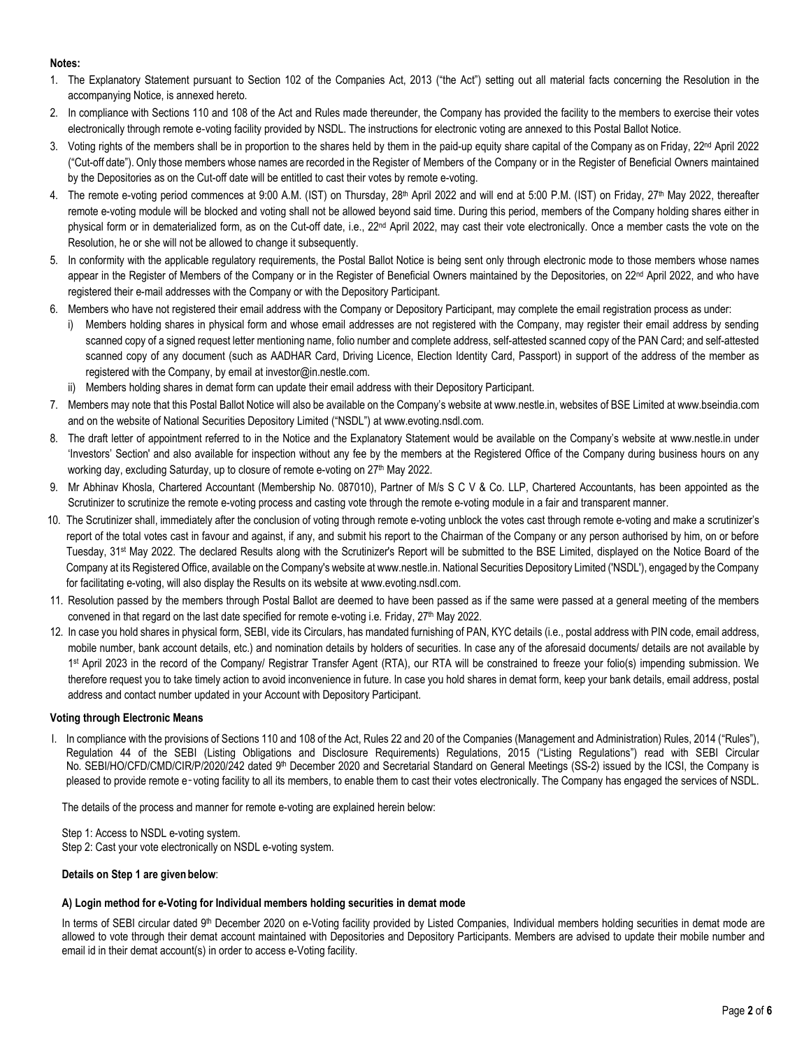**Notes:**

1. The Explanatory Statement pursuant to Section 102 of the Companies Act, 2013 ("the Act") setting out all material facts concerning the Resolution in the accompanying Notice, is annexed hereto.
2. In compliance with Sections 110 and 108 of the Act and Rules made thereunder, the Company has provided the facility to the members to exercise their votes electronically through remote e-voting facility provided by NSDL. The instructions for electronic voting are annexed to this Postal Ballot Notice.
3. Voting rights of the members shall be in proportion to the shares held by them in the paid-up equity share capital of the Company as on Friday, 22nd April 2022 ("Cut-off date"). Only those members whose names are recorded in the Register of Members of the Company or in the Register of Beneficial Owners maintained by the Depositories as on the Cut-off date will be entitled to cast their votes by remote e-voting.
4. The remote e-voting period commences at 9:00 A.M. (IST) on Thursday, 28th April 2022 and will end at 5:00 P.M. (IST) on Friday, 27th May 2022, thereafter remote e-voting module will be blocked and voting shall not be allowed beyond said time. During this period, members of the Company holding shares either in physical form or in dematerialized form, as on the Cut-off date, i.e., 22nd April 2022, may cast their vote electronically. Once a member casts the vote on the Resolution, he or she will not be allowed to change it subsequently.
5. In conformity with the applicable regulatory requirements, the Postal Ballot Notice is being sent only through electronic mode to those members whose names appear in the Register of Members of the Company or in the Register of Beneficial Owners maintained by the Depositories, on 22nd April 2022, and who have registered their e-mail addresses with the Company or with the Depository Participant.
6. Members who have not registered their email address with the Company or Depository Participant, may complete the email registration process as under:
   i) Members holding shares in physical form and whose email addresses are not registered with the Company, may register their email address by sending scanned copy of a signed request letter mentioning name, folio number and complete address, self-attested scanned copy of the PAN Card; and self-attested scanned copy of any document (such as AADHAR Card, Driving Licence, Election Identity Card, Passport) in support of the address of the member as registered with the Company, by email at investor@in.nestle.com.
   ii) Members holding shares in demat form can update their email address with their Depository Participant.
7. Members may note that this Postal Ballot Notice will also be available on the Company's website at www.nestle.in, websites of BSE Limited at www.bseindia.com and on the website of National Securities Depository Limited ("NSDL") at www.evoting.nsdl.com.
8. The draft letter of appointment referred to in the Notice and the Explanatory Statement would be available on the Company's website at www.nestle.in under 'Investors' Section' and also available for inspection without any fee by the members at the Registered Office of the Company during business hours on any working day, excluding Saturday, up to closure of remote e-voting on 27th May 2022.
9. Mr Abhinav Khosla, Chartered Accountant (Membership No. 087010), Partner of M/s S C V & Co. LLP, Chartered Accountants, has been appointed as the Scrutinizer to scrutinize the remote e-voting process and casting vote through the remote e-voting module in a fair and transparent manner.
10. The Scrutinizer shall, immediately after the conclusion of voting through remote e-voting unblock the votes cast through remote e-voting and make a scrutinizer's report of the total votes cast in favour and against, if any, and submit his report to the Chairman of the Company or any person authorised by him, on or before Tuesday, 31st May 2022. The declared Results along with the Scrutinizer's Report will be submitted to the BSE Limited, displayed on the Notice Board of the Company at its Registered Office, available on the Company's website at www.nestle.in. National Securities Depository Limited ('NSDL'), engaged by the Company for facilitating e-voting, will also display the Results on its website at www.evoting.nsdl.com.
11. Resolution passed by the members through Postal Ballot are deemed to have been passed as if the same were passed at a general meeting of the members convened in that regard on the last date specified for remote e-voting i.e. Friday, 27th May 2022.
12. In case you hold shares in physical form, SEBI, vide its Circulars, has mandated furnishing of PAN, KYC details (i.e., postal address with PIN code, email address, mobile number, bank account details, etc.) and nomination details by holders of securities. In case any of the aforesaid documents/ details are not available by 1st April 2023 in the record of the Company/ Registrar Transfer Agent (RTA), our RTA will be constrained to freeze your folio(s) impending submission. We therefore request you to take timely action to avoid inconvenience in future. In case you hold shares in demat form, keep your bank details, email address, postal address and contact number updated in your Account with Depository Participant.

**Voting through Electronic Means**

I. In compliance with the provisions of Sections 110 and 108 of the Act, Rules 22 and 20 of the Companies (Management and Administration) Rules, 2014 ("Rules"), Regulation 44 of the SEBI (Listing Obligations and Disclosure Requirements) Regulations, 2015 ("Listing Regulations") read with SEBI Circular No. SEBI/HO/CFD/CMD/CIR/P/2020/242 dated 9th December 2020 and Secretarial Standard on General Meetings (SS-2) issued by the ICSI, the Company is pleased to provide remote e-voting facility to all its members, to enable them to cast their votes electronically. The Company has engaged the services of NSDL.

The details of the process and manner for remote e-voting are explained herein below:

Step 1: Access to NSDL e-voting system.
Step 2: Cast your vote electronically on NSDL e-voting system.

**Details on Step 1 are given below**:

**A) Login method for e-Voting for Individual members holding securities in demat mode**

In terms of SEBI circular dated 9th December 2020 on e-Voting facility provided by Listed Companies, Individual members holding securities in demat mode are allowed to vote through their demat account maintained with Depositories and Depository Participants. Members are advised to update their mobile number and email id in their demat account(s) in order to access e-Voting facility.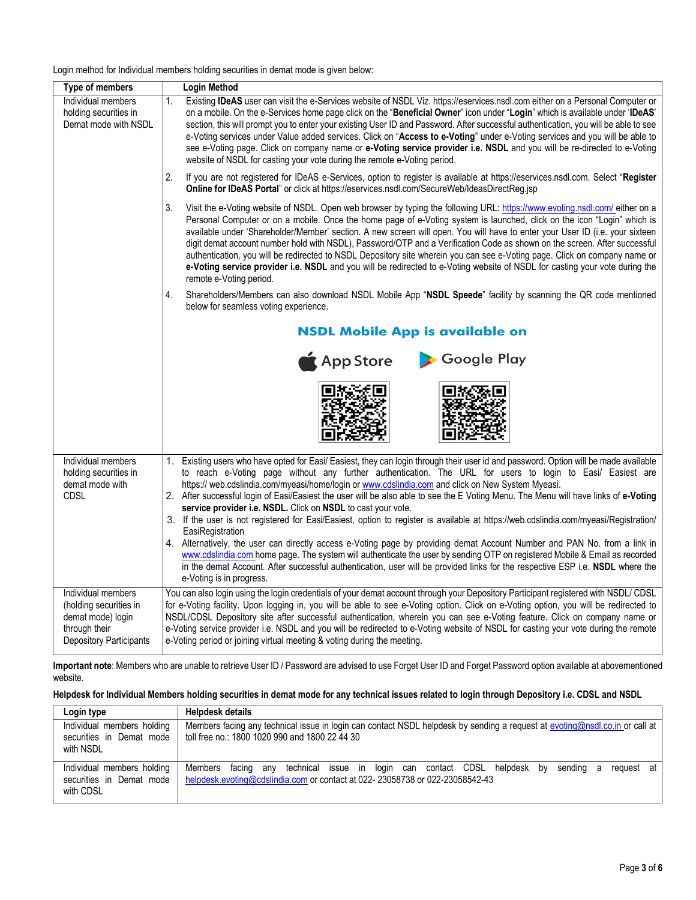Login method for Individual members holding securities in demat mode is given below:

| Type of members | Login Method |
|---|---|
| Individual members holding securities in Demat mode with NSDL | 1. Existing **IDeAS** user can visit the e-Services website of NSDL Viz. https://eservices.nsdl.com either on a Personal Computer or on a mobile. On the e-Services home page click on the "**Beneficial Owner**" icon under "**Login**" which is available under '**IDeAS**' section, this will prompt you to enter your existing User ID and Password. After successful authentication, you will be able to see e-Voting services under Value added services. Click on "**Access to e-Voting**" under e-Voting services and you will be able to see e-Voting page. Click on company name or **e-Voting service provider i.e. NSDL** and you will be re-directed to e-Voting website of NSDL for casting your vote during the remote e-Voting period.<br><br>2. If you are not registered for IDeAS e-Services, option to register is available at https://eservices.nsdl.com. Select "**Register Online for IDeAS Portal**" or click at https://eservices.nsdl.com/SecureWeb/IdeasDirectReg.jsp<br><br>3. Visit the e-Voting website of NSDL. Open web browser by typing the following URL: https://www.evoting.nsdl.com/ either on a Personal Computer or on a mobile. Once the home page of e-Voting system is launched, click on the icon "Login" which is available under 'Shareholder/Member' section. A new screen will open. You will have to enter your User ID (i.e. your sixteen digit demat account number hold with NSDL), Password/OTP and a Verification Code as shown on the screen. After successful authentication, you will be redirected to NSDL Depository site wherein you can see e-Voting page. Click on company name or **e-Voting service provider i.e. NSDL** and you will be redirected to e-Voting website of NSDL for casting your vote during the remote e-Voting period.<br><br>4. Shareholders/Members can also download NSDL Mobile App "**NSDL Speede**" facility by scanning the QR code mentioned below for seamless voting experience.<br><br>**NSDL Mobile App is available on**<br>App Store Google Play |
| Individual members holding securities in demat mode with CDSL | 1. Existing users who have opted for Easi/ Easiest, they can login through their user id and password. Option will be made available to reach e-Voting page without any further authentication. The URL for users to login to Easi/ Easiest are https:// web.cdslindia.com/myeasi/home/login or www.cdslindia.com and click on New System Myeasi.<br>2. After successful login of Easi/Easiest the user will be also able to see the E Voting Menu. The Menu will have links of **e-Voting service provider i.e. NSDL.** Click on **NSDL** to cast your vote.<br>3. If the user is not registered for Easi/Easiest, option to register is available at https://web.cdslindia.com/myeasi/Registration/ EasiRegistration<br>4. Alternatively, the user can directly access e-Voting page by providing demat Account Number and PAN No. from a link in www.cdslindia.com home page. The system will authenticate the user by sending OTP on registered Mobile & Email as recorded in the demat Account. After successful authentication, user will be provided links for the respective ESP i.e. **NSDL** where the e-Voting is in progress. |
| Individual members (holding securities in demat mode) login through their Depository Participants | You can also login using the login credentials of your demat account through your Depository Participant registered with NSDL/ CDSL for e-Voting facility. Upon logging in, you will be able to see e-Voting option. Click on e-Voting option, you will be redirected to NSDL/CDSL Depository site after successful authentication, wherein you can see e-Voting feature. Click on company name or e-Voting service provider i.e. NSDL and you will be redirected to e-Voting website of NSDL for casting your vote during the remote e-Voting period or joining virtual meeting & voting during the meeting. |

**Important note**: Members who are unable to retrieve User ID / Password are advised to use Forget User ID and Forget Password option available at abovementioned website.

**Helpdesk for Individual Members holding securities in demat mode for any technical issues related to login through Depository i.e. CDSL and NSDL**

| Login type | Helpdesk details |
|---|---|
| Individual members holding securities in Demat mode with NSDL | Members facing any technical issue in login can contact NSDL helpdesk by sending a request at evoting@nsdl.co.in or call at toll free no.: 1800 1020 990 and 1800 22 44 30 |
| Individual members holding securities in Demat mode with CDSL | Members facing any technical issue in login can contact CDSL helpdesk by sending a request at helpdesk.evoting@cdslindia.com or contact at 022- 23058738 or 022-23058542-43 |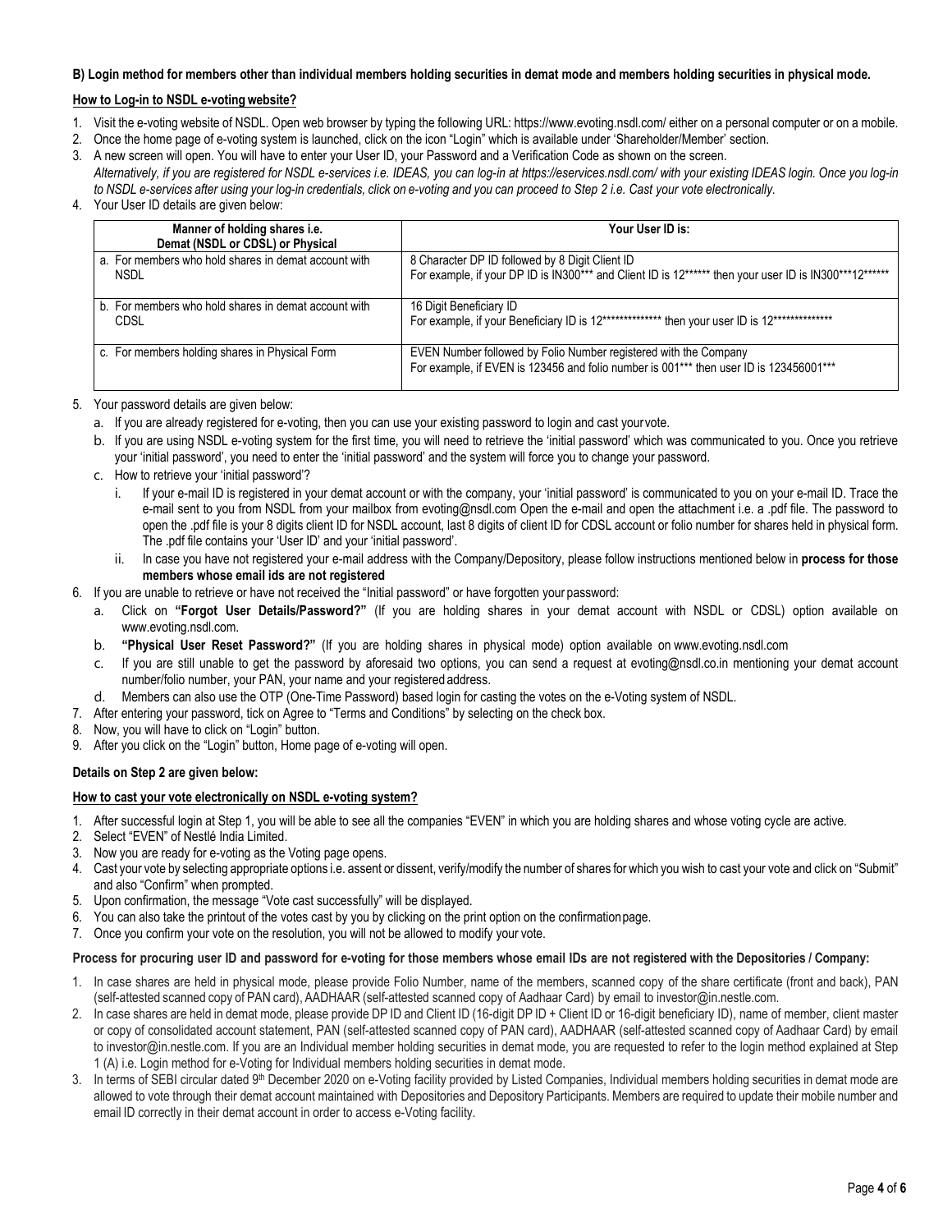**B) Login method for members other than individual members holding securities in demat mode and members holding securities in physical mode.**

**How to Log-in to NSDL e-voting website?**

1. Visit the e-voting website of NSDL. Open web browser by typing the following URL: https://www.evoting.nsdl.com/ either on a personal computer or on a mobile.
2. Once the home page of e-voting system is launched, click on the icon "Login" which is available under 'Shareholder/Member' section.
3. A new screen will open. You will have to enter your User ID, your Password and a Verification Code as shown on the screen.
   *Alternatively, if you are registered for NSDL e-services i.e. IDEAS, you can log-in at https://eservices.nsdl.com/ with your existing IDEAS login. Once you log-in to NSDL e-services after using your log-in credentials, click on e-voting and you can proceed to Step 2 i.e. Cast your vote electronically.*
4. Your User ID details are given below:

| Manner of holding shares i.e. Demat (NSDL or CDSL) or Physical | Your User ID is: |
|---|---|
| a. For members who hold shares in demat account with NSDL | 8 Character DP ID followed by 8 Digit Client ID<br>For example, if your DP ID is IN300*** and Client ID is 12****** then your user ID is IN300***12****** |
| b. For members who hold shares in demat account with CDSL | 16 Digit Beneficiary ID<br>For example, if your Beneficiary ID is 12************** then your user ID is 12************** |
| c. For members holding shares in Physical Form | EVEN Number followed by Folio Number registered with the Company<br>For example, if EVEN is 123456 and folio number is 001*** then user ID is 123456001*** |

5. Your password details are given below:
   a. If you are already registered for e-voting, then you can use your existing password to login and cast your vote.
   b. If you are using NSDL e-voting system for the first time, you will need to retrieve the 'initial password' which was communicated to you. Once you retrieve your 'initial password', you need to enter the 'initial password' and the system will force you to change your password.
   c. How to retrieve your 'initial password'?
      i. If your e-mail ID is registered in your demat account or with the company, your 'initial password' is communicated to you on your e-mail ID. Trace the e-mail sent to you from NSDL from your mailbox from evoting@nsdl.com Open the e-mail and open the attachment i.e. a .pdf file. The password to open the .pdf file is your 8 digits client ID for NSDL account, last 8 digits of client ID for CDSL account or folio number for shares held in physical form. The .pdf file contains your 'User ID' and your 'initial password'.
      ii. In case you have not registered your e-mail address with the Company/Depository, please follow instructions mentioned below in **process for those members whose email ids are not registered**
6. If you are unable to retrieve or have not received the "Initial password" or have forgotten your password:
   a. Click on **"Forgot User Details/Password?"** (If you are holding shares in your demat account with NSDL or CDSL) option available on www.evoting.nsdl.com.
   b. **"Physical User Reset Password?"** (If you are holding shares in physical mode) option available on www.evoting.nsdl.com
   c. If you are still unable to get the password by aforesaid two options, you can send a request at evoting@nsdl.co.in mentioning your demat account number/folio number, your PAN, your name and your registered address.
   d. Members can also use the OTP (One-Time Password) based login for casting the votes on the e-Voting system of NSDL.
7. After entering your password, tick on Agree to "Terms and Conditions" by selecting on the check box.
8. Now, you will have to click on "Login" button.
9. After you click on the "Login" button, Home page of e-voting will open.

**Details on Step 2 are given below:**

**How to cast your vote electronically on NSDL e-voting system?**

1. After successful login at Step 1, you will be able to see all the companies "EVEN" in which you are holding shares and whose voting cycle are active.
2. Select "EVEN" of Nestlé India Limited.
3. Now you are ready for e-voting as the Voting page opens.
4. Cast your vote by selecting appropriate options i.e. assent or dissent, verify/modify the number of shares for which you wish to cast your vote and click on "Submit" and also "Confirm" when prompted.
5. Upon confirmation, the message "Vote cast successfully" will be displayed.
6. You can also take the printout of the votes cast by you by clicking on the print option on the confirmation page.
7. Once you confirm your vote on the resolution, you will not be allowed to modify your vote.

**Process for procuring user ID and password for e-voting for those members whose email IDs are not registered with the Depositories / Company:**

1. In case shares are held in physical mode, please provide Folio Number, name of the members, scanned copy of the share certificate (front and back), PAN (self-attested scanned copy of PAN card), AADHAAR (self-attested scanned copy of Aadhaar Card) by email to investor@in.nestle.com.
2. In case shares are held in demat mode, please provide DP ID and Client ID (16-digit DP ID + Client ID or 16-digit beneficiary ID), name of member, client master or copy of consolidated account statement, PAN (self-attested scanned copy of PAN card), AADHAAR (self-attested scanned copy of Aadhaar Card) by email to investor@in.nestle.com. If you are an Individual member holding securities in demat mode, you are requested to refer to the login method explained at Step 1 (A) i.e. Login method for e-Voting for Individual members holding securities in demat mode.
3. In terms of SEBI circular dated 9th December 2020 on e-Voting facility provided by Listed Companies, Individual members holding securities in demat mode are allowed to vote through their demat account maintained with Depositories and Depository Participants. Members are required to update their mobile number and email ID correctly in their demat account in order to access e-Voting facility.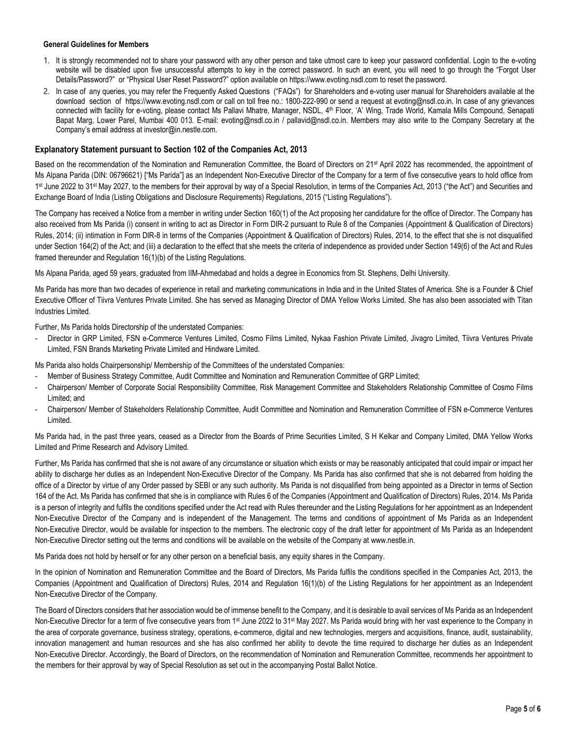**General Guidelines for Members**

1. It is strongly recommended not to share your password with any other person and take utmost care to keep your password confidential. Login to the e-voting website will be disabled upon five unsuccessful attempts to key in the correct password. In such an event, you will need to go through the "Forgot User Details/Password?" or "Physical User Reset Password?" option available on https://www.evoting.nsdl.com to reset the password.
2. In case of any queries, you may refer the Frequently Asked Questions ("FAQs") for Shareholders and e-voting user manual for Shareholders available at the download section of https://www.evoting.nsdl.com or call on toll free no.: 1800-222-990 or send a request at evoting@nsdl.co.in. In case of any grievances connected with facility for e-voting, please contact Ms Pallavi Mhatre, Manager, NSDL, 4th Floor, 'A' Wing, Trade World, Kamala Mills Compound, Senapati Bapat Marg, Lower Parel, Mumbai 400 013. E-mail: evoting@nsdl.co.in / pallavid@nsdl.co.in. Members may also write to the Company Secretary at the Company's email address at investor@in.nestle.com.

## Explanatory Statement pursuant to Section 102 of the Companies Act, 2013

Based on the recommendation of the Nomination and Remuneration Committee, the Board of Directors on 21st April 2022 has recommended, the appointment of Ms Alpana Parida (DIN: 06796621) ["Ms Parida"] as an Independent Non-Executive Director of the Company for a term of five consecutive years to hold office from 1st June 2022 to 31st May 2027, to the members for their approval by way of a Special Resolution, in terms of the Companies Act, 2013 ("the Act") and Securities and Exchange Board of India (Listing Obligations and Disclosure Requirements) Regulations, 2015 ("Listing Regulations").

The Company has received a Notice from a member in writing under Section 160(1) of the Act proposing her candidature for the office of Director. The Company has also received from Ms Parida (i) consent in writing to act as Director in Form DIR-2 pursuant to Rule 8 of the Companies (Appointment & Qualification of Directors) Rules, 2014; (ii) intimation in Form DIR-8 in terms of the Companies (Appointment & Qualification of Directors) Rules, 2014, to the effect that she is not disqualified under Section 164(2) of the Act; and (iii) a declaration to the effect that she meets the criteria of independence as provided under Section 149(6) of the Act and Rules framed thereunder and Regulation 16(1)(b) of the Listing Regulations.

Ms Alpana Parida, aged 59 years, graduated from IIM-Ahmedabad and holds a degree in Economics from St. Stephens, Delhi University.

Ms Parida has more than two decades of experience in retail and marketing communications in India and in the United States of America. She is a Founder & Chief Executive Officer of Tiivra Ventures Private Limited. She has served as Managing Director of DMA Yellow Works Limited. She has also been associated with Titan Industries Limited.

Further, Ms Parida holds Directorship of the understated Companies:

- Director in GRP Limited, FSN e-Commerce Ventures Limited, Cosmo Films Limited, Nykaa Fashion Private Limited, Jivagro Limited, Tiivra Ventures Private Limited, FSN Brands Marketing Private Limited and Hindware Limited.

Ms Parida also holds Chairpersonship/ Membership of the Committees of the understated Companies:

- Member of Business Strategy Committee, Audit Committee and Nomination and Remuneration Committee of GRP Limited;
- Chairperson/ Member of Corporate Social Responsibility Committee, Risk Management Committee and Stakeholders Relationship Committee of Cosmo Films Limited; and
- Chairperson/ Member of Stakeholders Relationship Committee, Audit Committee and Nomination and Remuneration Committee of FSN e-Commerce Ventures Limited.

Ms Parida had, in the past three years, ceased as a Director from the Boards of Prime Securities Limited, S H Kelkar and Company Limited, DMA Yellow Works Limited and Prime Research and Advisory Limited.

Further, Ms Parida has confirmed that she is not aware of any circumstance or situation which exists or may be reasonably anticipated that could impair or impact her ability to discharge her duties as an Independent Non-Executive Director of the Company. Ms Parida has also confirmed that she is not debarred from holding the office of a Director by virtue of any Order passed by SEBI or any such authority. Ms Parida is not disqualified from being appointed as a Director in terms of Section 164 of the Act. Ms Parida has confirmed that she is in compliance with Rules 6 of the Companies (Appointment and Qualification of Directors) Rules, 2014. Ms Parida is a person of integrity and fulfils the conditions specified under the Act read with Rules thereunder and the Listing Regulations for her appointment as an Independent Non-Executive Director of the Company and is independent of the Management. The terms and conditions of appointment of Ms Parida as an Independent Non-Executive Director, would be available for inspection to the members. The electronic copy of the draft letter for appointment of Ms Parida as an Independent Non-Executive Director setting out the terms and conditions will be available on the website of the Company at www.nestle.in.

Ms Parida does not hold by herself or for any other person on a beneficial basis, any equity shares in the Company.

In the opinion of Nomination and Remuneration Committee and the Board of Directors, Ms Parida fulfils the conditions specified in the Companies Act, 2013, the Companies (Appointment and Qualification of Directors) Rules, 2014 and Regulation 16(1)(b) of the Listing Regulations for her appointment as an Independent Non-Executive Director of the Company.

The Board of Directors considers that her association would be of immense benefit to the Company, and it is desirable to avail services of Ms Parida as an Independent Non-Executive Director for a term of five consecutive years from 1st June 2022 to 31st May 2027. Ms Parida would bring with her vast experience to the Company in the area of corporate governance, business strategy, operations, e-commerce, digital and new technologies, mergers and acquisitions, finance, audit, sustainability, innovation management and human resources and she has also confirmed her ability to devote the time required to discharge her duties as an Independent Non-Executive Director. Accordingly, the Board of Directors, on the recommendation of Nomination and Remuneration Committee, recommends her appointment to the members for their approval by way of Special Resolution as set out in the accompanying Postal Ballot Notice.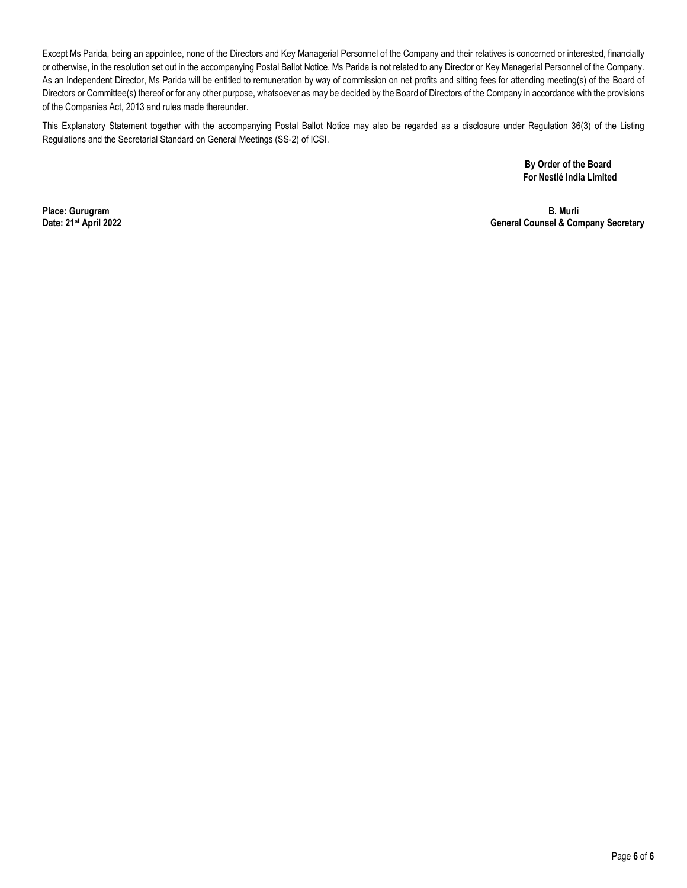Except Ms Parida, being an appointee, none of the Directors and Key Managerial Personnel of the Company and their relatives is concerned or interested, financially or otherwise, in the resolution set out in the accompanying Postal Ballot Notice. Ms Parida is not related to any Director or Key Managerial Personnel of the Company. As an Independent Director, Ms Parida will be entitled to remuneration by way of commission on net profits and sitting fees for attending meeting(s) of the Board of Directors or Committee(s) thereof or for any other purpose, whatsoever as may be decided by the Board of Directors of the Company in accordance with the provisions of the Companies Act, 2013 and rules made thereunder.

This Explanatory Statement together with the accompanying Postal Ballot Notice may also be regarded as a disclosure under Regulation 36(3) of the Listing Regulations and the Secretarial Standard on General Meetings (SS-2) of ICSI.

**By Order of the Board**
**For Nestlé India Limited**

**Place: Gurugram**
**Date: 21st April 2022**

**B. Murli**
**General Counsel & Company Secretary**